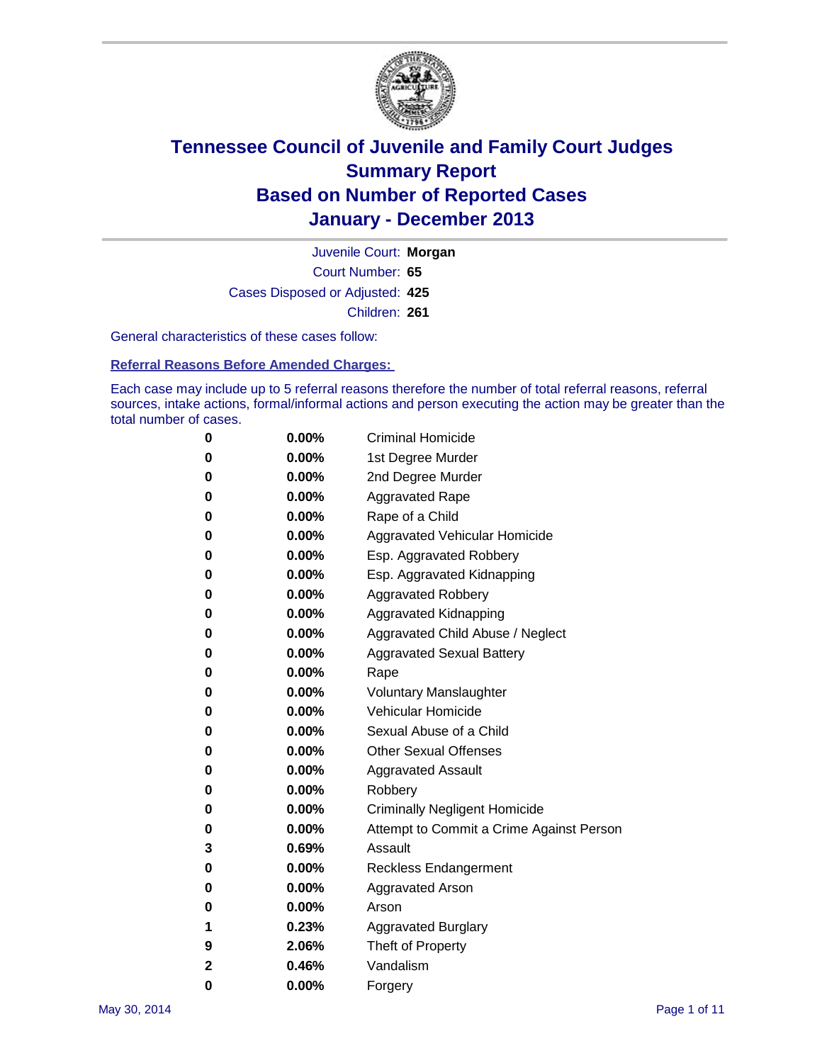# Tennessee Council of Juvenile and Family Court Judges
## Summary Report
## Based on Number of Reported Cases
## January - December 2013

Juvenile Court: **Morgan**
Court Number: **65**
Cases Disposed or Adjusted: **425**
Children: **261**

General characteristics of these cases follow:

**Referral Reasons Before Amended Charges:**

Each case may include up to 5 referral reasons therefore the number of total referral reasons, referral sources, intake actions, formal/informal actions and person executing the action may be greater than the total number of cases.

| | | |
|---|---|---|
| 0 | 0.00% | Criminal Homicide |
| 0 | 0.00% | 1st Degree Murder |
| 0 | 0.00% | 2nd Degree Murder |
| 0 | 0.00% | Aggravated Rape |
| 0 | 0.00% | Rape of a Child |
| 0 | 0.00% | Aggravated Vehicular Homicide |
| 0 | 0.00% | Esp. Aggravated Robbery |
| 0 | 0.00% | Esp. Aggravated Kidnapping |
| 0 | 0.00% | Aggravated Robbery |
| 0 | 0.00% | Aggravated Kidnapping |
| 0 | 0.00% | Aggravated Child Abuse / Neglect |
| 0 | 0.00% | Aggravated Sexual Battery |
| 0 | 0.00% | Rape |
| 0 | 0.00% | Voluntary Manslaughter |
| 0 | 0.00% | Vehicular Homicide |
| 0 | 0.00% | Sexual Abuse of a Child |
| 0 | 0.00% | Other Sexual Offenses |
| 0 | 0.00% | Aggravated Assault |
| 0 | 0.00% | Robbery |
| 0 | 0.00% | Criminally Negligent Homicide |
| 0 | 0.00% | Attempt to Commit a Crime Against Person |
| 3 | 0.69% | Assault |
| 0 | 0.00% | Reckless Endangerment |
| 0 | 0.00% | Aggravated Arson |
| 0 | 0.00% | Arson |
| 1 | 0.23% | Aggravated Burglary |
| 9 | 2.06% | Theft of Property |
| 2 | 0.46% | Vandalism |
| 0 | 0.00% | Forgery |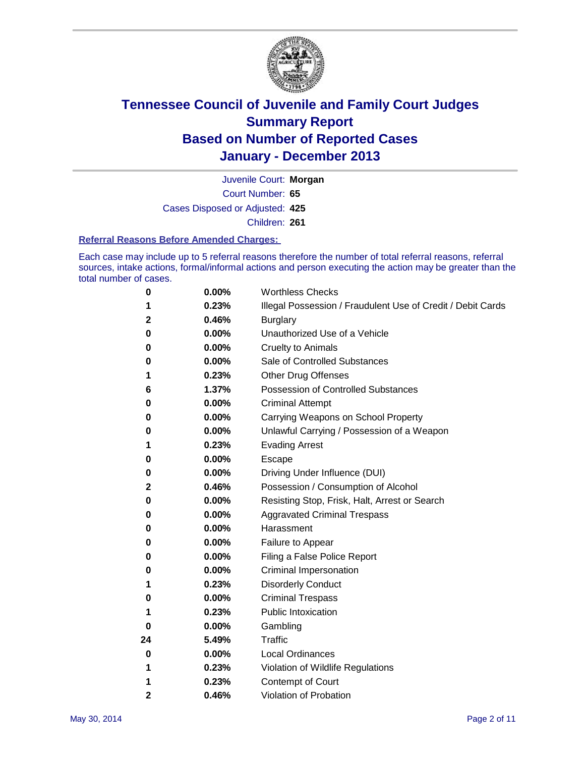# Tennessee Council of Juvenile and Family Court Judges
# Summary Report
# Based on Number of Reported Cases
# January - December 2013

Juvenile Court: **Morgan**

Court Number: **65**

Cases Disposed or Adjusted: **425**

Children: **261**

### Referral Reasons Before Amended Charges:

Each case may include up to 5 referral reasons therefore the number of total referral reasons, referral sources, intake actions, formal/informal actions and person executing the action may be greater than the total number of cases.

| Count | Percent | Referral Reason |
|---|---|---|
| 0 | 0.00% | Worthless Checks |
| 1 | 0.23% | Illegal Possession / Fraudulent Use of Credit / Debit Cards |
| 2 | 0.46% | Burglary |
| 0 | 0.00% | Unauthorized Use of a Vehicle |
| 0 | 0.00% | Cruelty to Animals |
| 0 | 0.00% | Sale of Controlled Substances |
| 1 | 0.23% | Other Drug Offenses |
| 6 | 1.37% | Possession of Controlled Substances |
| 0 | 0.00% | Criminal Attempt |
| 0 | 0.00% | Carrying Weapons on School Property |
| 0 | 0.00% | Unlawful Carrying / Possession of a Weapon |
| 1 | 0.23% | Evading Arrest |
| 0 | 0.00% | Escape |
| 0 | 0.00% | Driving Under Influence (DUI) |
| 2 | 0.46% | Possession / Consumption of Alcohol |
| 0 | 0.00% | Resisting Stop, Frisk, Halt, Arrest or Search |
| 0 | 0.00% | Aggravated Criminal Trespass |
| 0 | 0.00% | Harassment |
| 0 | 0.00% | Failure to Appear |
| 0 | 0.00% | Filing a False Police Report |
| 0 | 0.00% | Criminal Impersonation |
| 1 | 0.23% | Disorderly Conduct |
| 0 | 0.00% | Criminal Trespass |
| 1 | 0.23% | Public Intoxication |
| 0 | 0.00% | Gambling |
| 24 | 5.49% | Traffic |
| 0 | 0.00% | Local Ordinances |
| 1 | 0.23% | Violation of Wildlife Regulations |
| 1 | 0.23% | Contempt of Court |
| 2 | 0.46% | Violation of Probation |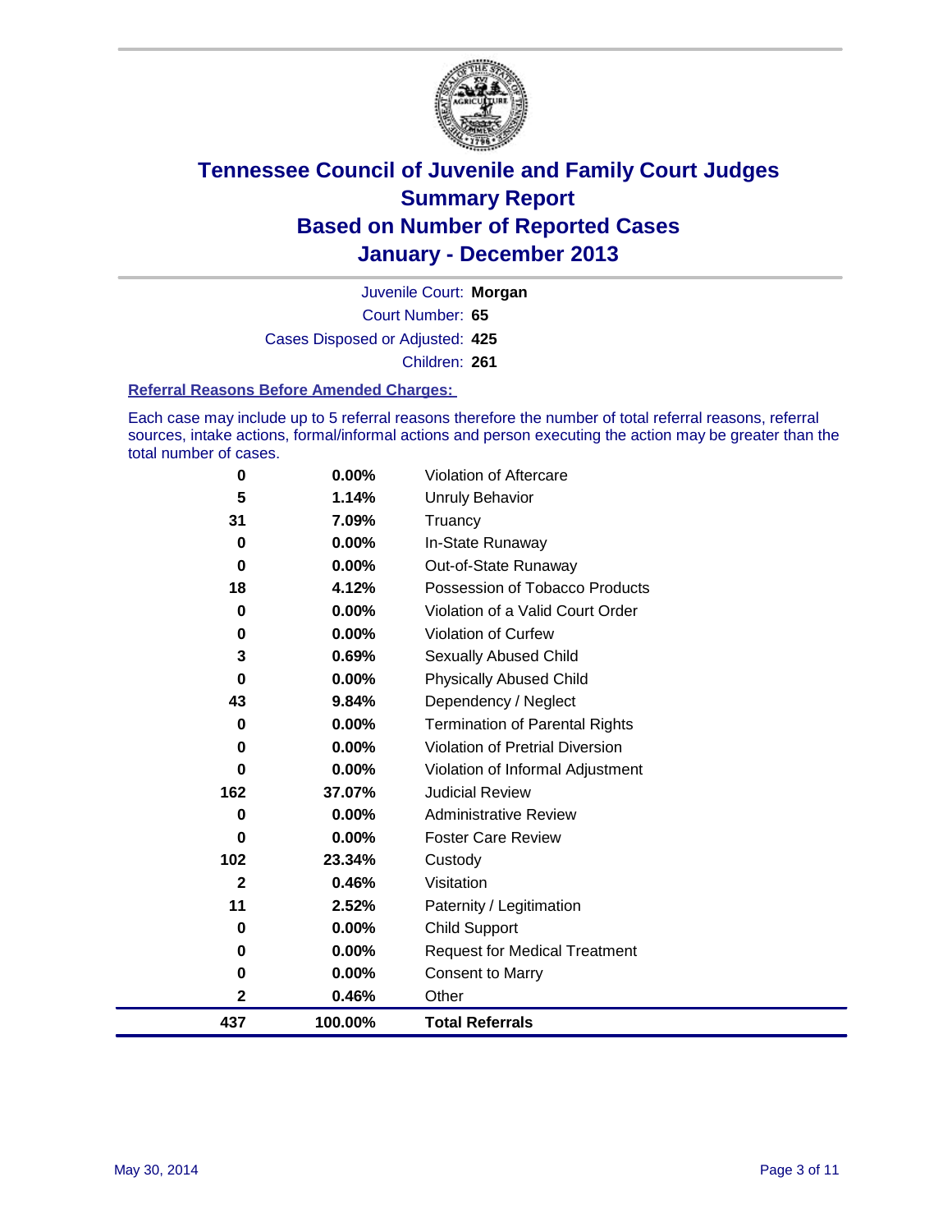# Tennessee Council of Juvenile and Family Court Judges
## Summary Report
## Based on Number of Reported Cases
## January - December 2013

Juvenile Court: **Morgan**

Court Number: **65**

Cases Disposed or Adjusted: **425**

Children: **261**

### Referral Reasons Before Amended Charges:

Each case may include up to 5 referral reasons therefore the number of total referral reasons, referral sources, intake actions, formal/informal actions and person executing the action may be greater than the total number of cases.

| Count | Percent | Referral Reason |
|---|---|---|
| 0 | 0.00% | Violation of Aftercare |
| 5 | 1.14% | Unruly Behavior |
| 31 | 7.09% | Truancy |
| 0 | 0.00% | In-State Runaway |
| 0 | 0.00% | Out-of-State Runaway |
| 18 | 4.12% | Possession of Tobacco Products |
| 0 | 0.00% | Violation of a Valid Court Order |
| 0 | 0.00% | Violation of Curfew |
| 3 | 0.69% | Sexually Abused Child |
| 0 | 0.00% | Physically Abused Child |
| 43 | 9.84% | Dependency / Neglect |
| 0 | 0.00% | Termination of Parental Rights |
| 0 | 0.00% | Violation of Pretrial Diversion |
| 0 | 0.00% | Violation of Informal Adjustment |
| 162 | 37.07% | Judicial Review |
| 0 | 0.00% | Administrative Review |
| 0 | 0.00% | Foster Care Review |
| 102 | 23.34% | Custody |
| 2 | 0.46% | Visitation |
| 11 | 2.52% | Paternity / Legitimation |
| 0 | 0.00% | Child Support |
| 0 | 0.00% | Request for Medical Treatment |
| 0 | 0.00% | Consent to Marry |
| 2 | 0.46% | Other |
| **437** | **100.00%** | **Total Referrals** |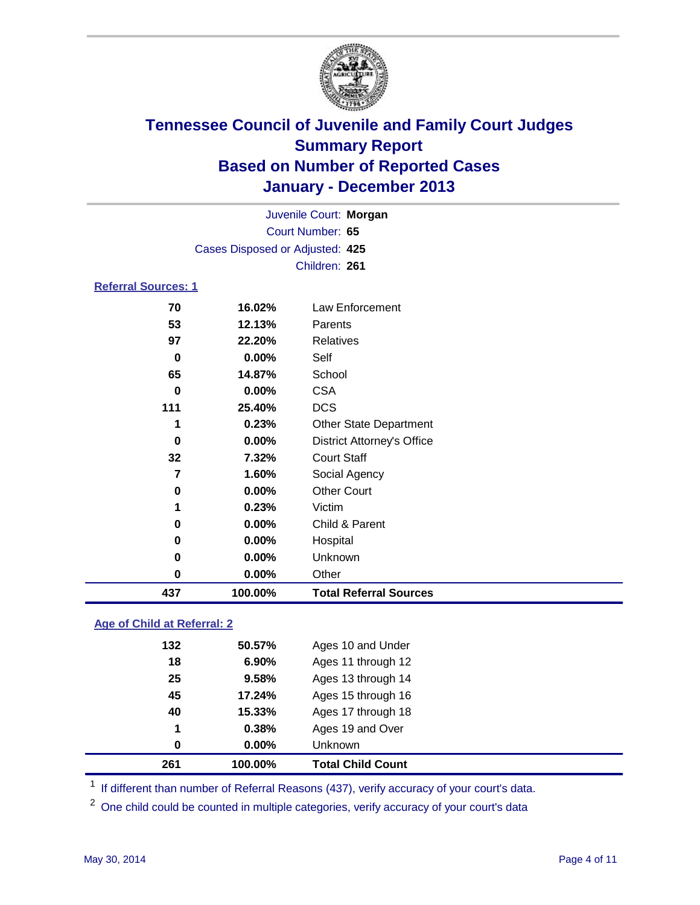# Tennessee Council of Juvenile and Family Court Judges
## Summary Report
## Based on Number of Reported Cases
## January - December 2013

Juvenile Court: **Morgan**
Court Number: **65**
Cases Disposed or Adjusted: **425**
Children: **261**

### Referral Sources: 1

| Count | Percent | Source |
|---|---|---|
| 70 | 16.02% | Law Enforcement |
| 53 | 12.13% | Parents |
| 97 | 22.20% | Relatives |
| 0 | 0.00% | Self |
| 65 | 14.87% | School |
| 0 | 0.00% | CSA |
| 111 | 25.40% | DCS |
| 1 | 0.23% | Other State Department |
| 0 | 0.00% | District Attorney's Office |
| 32 | 7.32% | Court Staff |
| 7 | 1.60% | Social Agency |
| 0 | 0.00% | Other Court |
| 1 | 0.23% | Victim |
| 0 | 0.00% | Child & Parent |
| 0 | 0.00% | Hospital |
| 0 | 0.00% | Unknown |
| 0 | 0.00% | Other |
| **437** | **100.00%** | **Total Referral Sources** |

### Age of Child at Referral: 2

| Count | Percent | Age |
|---|---|---|
| 132 | 50.57% | Ages 10 and Under |
| 18 | 6.90% | Ages 11 through 12 |
| 25 | 9.58% | Ages 13 through 14 |
| 45 | 17.24% | Ages 15 through 16 |
| 40 | 15.33% | Ages 17 through 18 |
| 1 | 0.38% | Ages 19 and Over |
| 0 | 0.00% | Unknown |
| **261** | **100.00%** | **Total Child Count** |

[1] If different than number of Referral Reasons (437), verify accuracy of your court's data.

[2] One child could be counted in multiple categories, verify accuracy of your court's data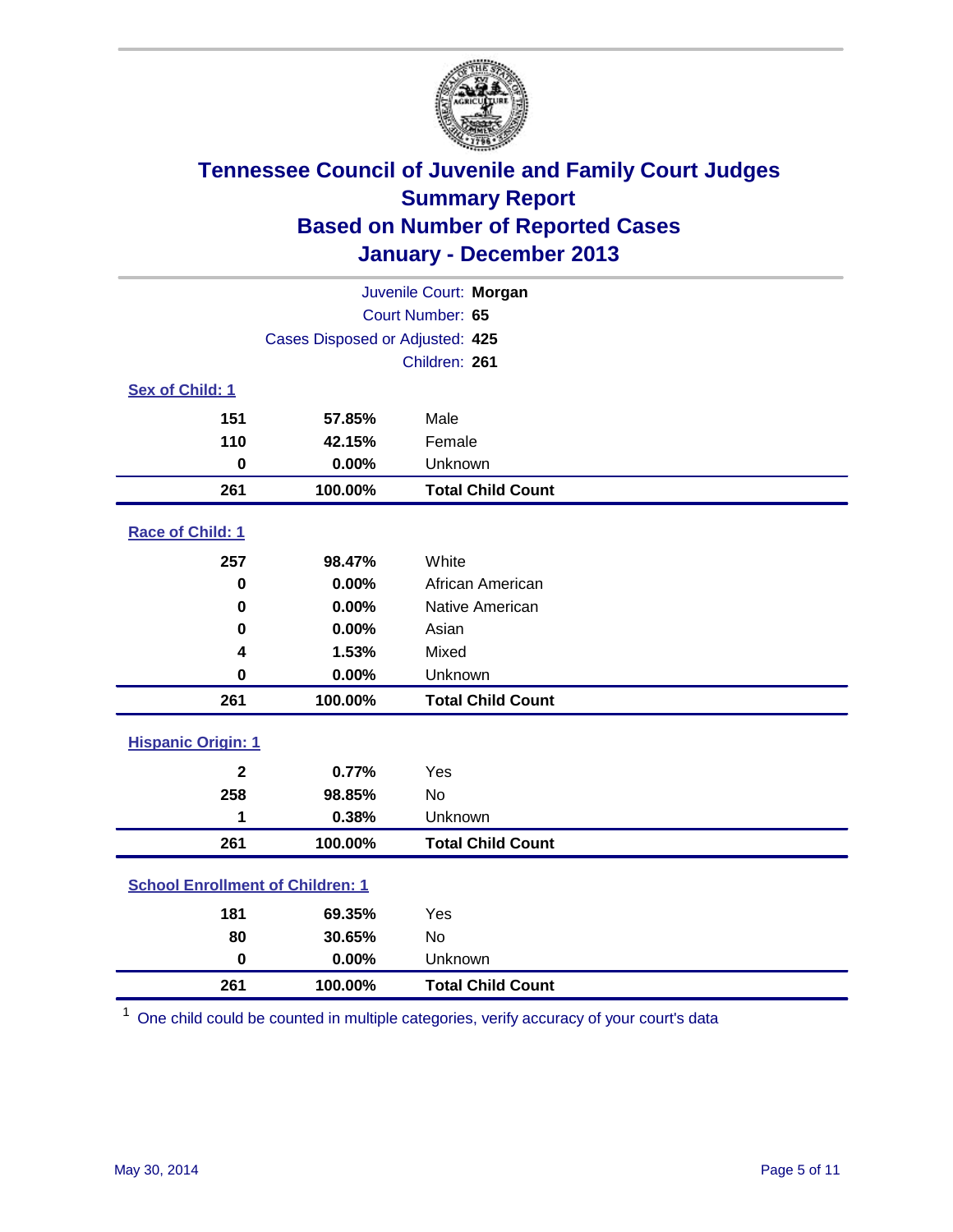# Tennessee Council of Juvenile and Family Court Judges
## Summary Report
## Based on Number of Reported Cases
## January - December 2013

Juvenile Court: **Morgan**
Court Number: **65**
Cases Disposed or Adjusted: **425**
Children: **261**

### Sex of Child: 1

| | | |
|---|---|---|
| 151 | 57.85% | Male |
| 110 | 42.15% | Female |
| 0 | 0.00% | Unknown |
| **261** | **100.00%** | **Total Child Count** |

### Race of Child: 1

| | | |
|---|---|---|
| 257 | 98.47% | White |
| 0 | 0.00% | African American |
| 0 | 0.00% | Native American |
| 0 | 0.00% | Asian |
| 4 | 1.53% | Mixed |
| 0 | 0.00% | Unknown |
| **261** | **100.00%** | **Total Child Count** |

### Hispanic Origin: 1

| | | |
|---|---|---|
| 2 | 0.77% | Yes |
| 258 | 98.85% | No |
| 1 | 0.38% | Unknown |
| **261** | **100.00%** | **Total Child Count** |

### School Enrollment of Children: 1

| | | |
|---|---|---|
| 181 | 69.35% | Yes |
| 80 | 30.65% | No |
| 0 | 0.00% | Unknown |
| **261** | **100.00%** | **Total Child Count** |

[1] One child could be counted in multiple categories, verify accuracy of your court's data

May 30, 2014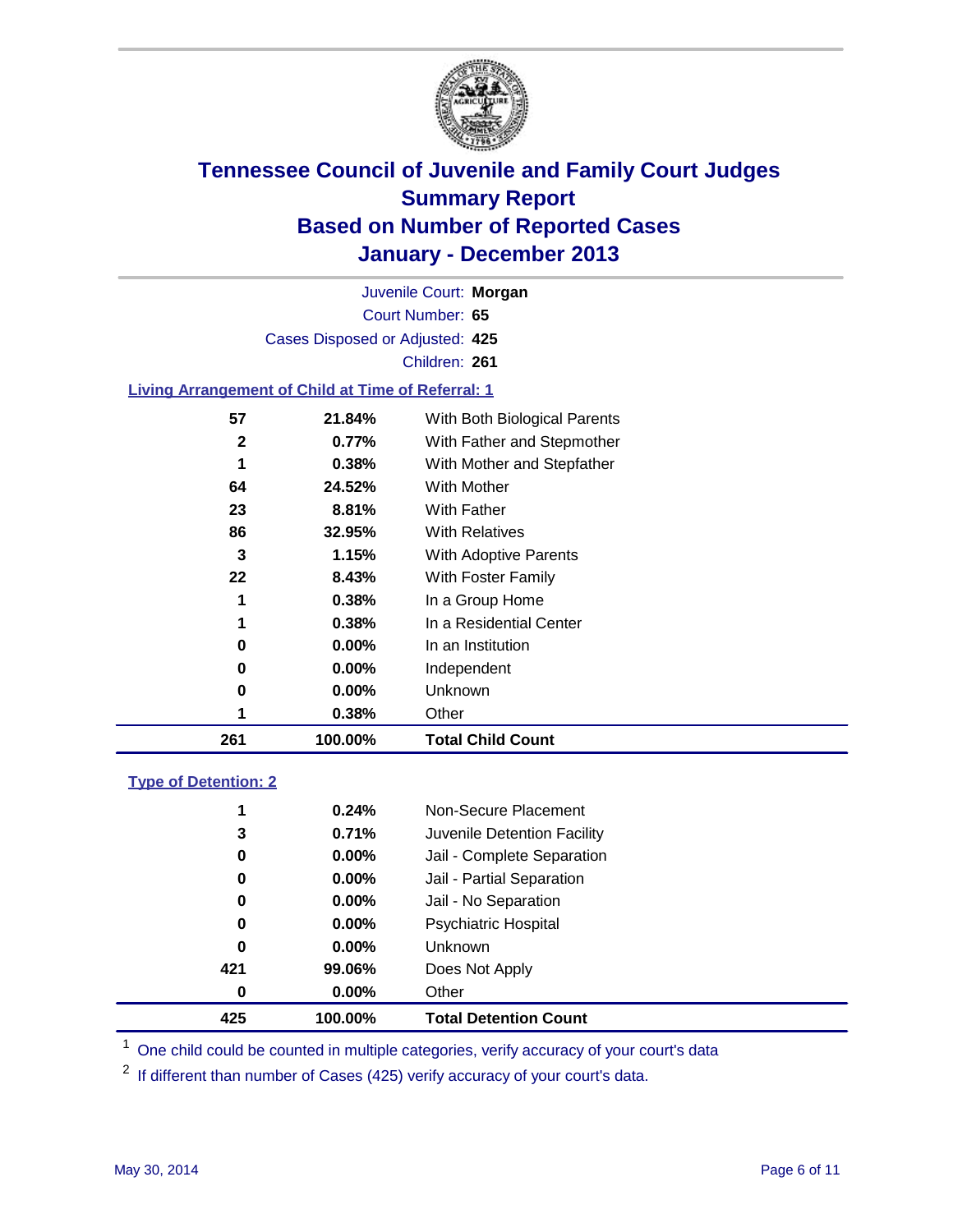# Tennessee Council of Juvenile and Family Court Judges
# Summary Report
# Based on Number of Reported Cases
# January - December 2013

Juvenile Court: **Morgan**

Court Number: **65**

Cases Disposed or Adjusted: **425**

Children: **261**

### Living Arrangement of Child at Time of Referral: 1

| Count | Percent | Category |
|---|---|---|
| 57 | 21.84% | With Both Biological Parents |
| 2 | 0.77% | With Father and Stepmother |
| 1 | 0.38% | With Mother and Stepfather |
| 64 | 24.52% | With Mother |
| 23 | 8.81% | With Father |
| 86 | 32.95% | With Relatives |
| 3 | 1.15% | With Adoptive Parents |
| 22 | 8.43% | With Foster Family |
| 1 | 0.38% | In a Group Home |
| 1 | 0.38% | In a Residential Center |
| 0 | 0.00% | In an Institution |
| 0 | 0.00% | Independent |
| 0 | 0.00% | Unknown |
| 1 | 0.38% | Other |
| **261** | **100.00%** | **Total Child Count** |

### Type of Detention: 2

| Count | Percent | Category |
|---|---|---|
| 1 | 0.24% | Non-Secure Placement |
| 3 | 0.71% | Juvenile Detention Facility |
| 0 | 0.00% | Jail - Complete Separation |
| 0 | 0.00% | Jail - Partial Separation |
| 0 | 0.00% | Jail - No Separation |
| 0 | 0.00% | Psychiatric Hospital |
| 0 | 0.00% | Unknown |
| 421 | 99.06% | Does Not Apply |
| 0 | 0.00% | Other |
| **425** | **100.00%** | **Total Detention Count** |

[1] One child could be counted in multiple categories, verify accuracy of your court's data

[2] If different than number of Cases (425) verify accuracy of your court's data.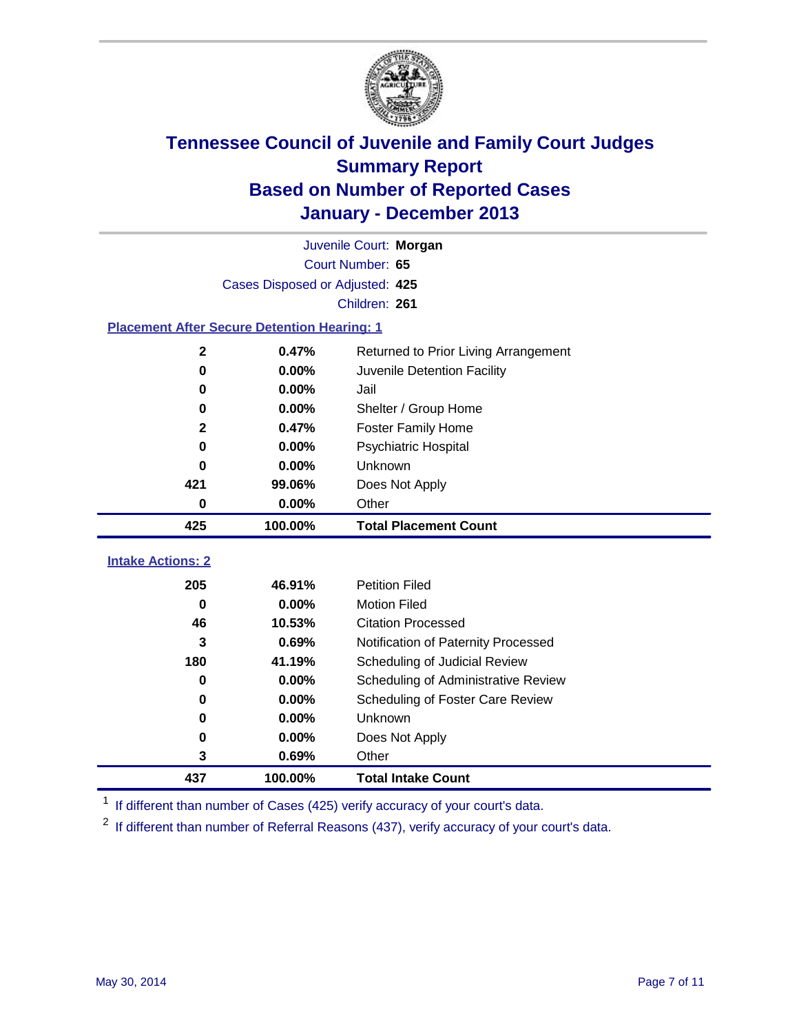# Tennessee Council of Juvenile and Family Court Judges
## Summary Report
## Based on Number of Reported Cases
## January - December 2013

Juvenile Court: **Morgan**
Court Number: **65**
Cases Disposed or Adjusted: **425**
Children: **261**

### Placement After Secure Detention Hearing: 1

| Count | Percent | Placement |
|---|---|---|
| 2 | 0.47% | Returned to Prior Living Arrangement |
| 0 | 0.00% | Juvenile Detention Facility |
| 0 | 0.00% | Jail |
| 0 | 0.00% | Shelter / Group Home |
| 2 | 0.47% | Foster Family Home |
| 0 | 0.00% | Psychiatric Hospital |
| 0 | 0.00% | Unknown |
| 421 | 99.06% | Does Not Apply |
| 0 | 0.00% | Other |
| **425** | **100.00%** | **Total Placement Count** |

### Intake Actions: 2

| Count | Percent | Intake Action |
|---|---|---|
| 205 | 46.91% | Petition Filed |
| 0 | 0.00% | Motion Filed |
| 46 | 10.53% | Citation Processed |
| 3 | 0.69% | Notification of Paternity Processed |
| 180 | 41.19% | Scheduling of Judicial Review |
| 0 | 0.00% | Scheduling of Administrative Review |
| 0 | 0.00% | Scheduling of Foster Care Review |
| 0 | 0.00% | Unknown |
| 0 | 0.00% | Does Not Apply |
| 3 | 0.69% | Other |
| **437** | **100.00%** | **Total Intake Count** |

[1] If different than number of Cases (425) verify accuracy of your court's data.

[2] If different than number of Referral Reasons (437), verify accuracy of your court's data.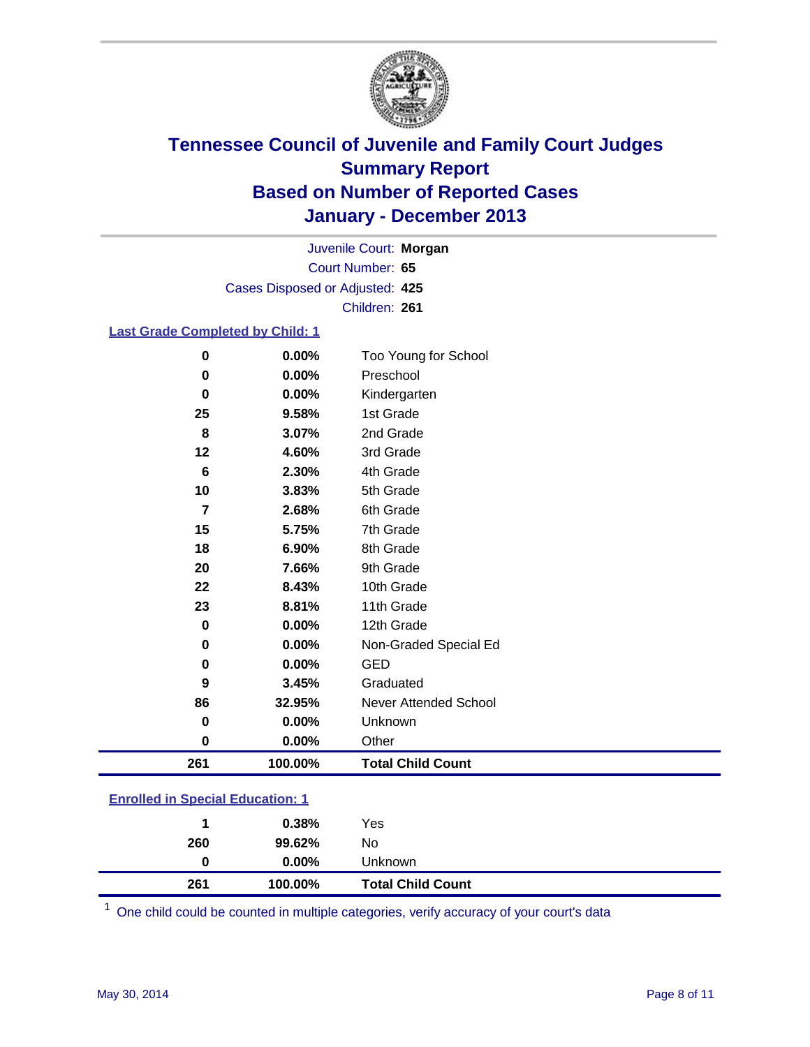# Tennessee Council of Juvenile and Family Court Judges
## Summary Report
## Based on Number of Reported Cases
## January - December 2013

Juvenile Court: **Morgan**
Court Number: **65**
Cases Disposed or Adjusted: **425**
Children: **261**

### Last Grade Completed by Child: 1

| Count | Percent | Category |
|---|---|---|
| 0 | 0.00% | Too Young for School |
| 0 | 0.00% | Preschool |
| 0 | 0.00% | Kindergarten |
| 25 | 9.58% | 1st Grade |
| 8 | 3.07% | 2nd Grade |
| 12 | 4.60% | 3rd Grade |
| 6 | 2.30% | 4th Grade |
| 10 | 3.83% | 5th Grade |
| 7 | 2.68% | 6th Grade |
| 15 | 5.75% | 7th Grade |
| 18 | 6.90% | 8th Grade |
| 20 | 7.66% | 9th Grade |
| 22 | 8.43% | 10th Grade |
| 23 | 8.81% | 11th Grade |
| 0 | 0.00% | 12th Grade |
| 0 | 0.00% | Non-Graded Special Ed |
| 0 | 0.00% | GED |
| 9 | 3.45% | Graduated |
| 86 | 32.95% | Never Attended School |
| 0 | 0.00% | Unknown |
| 0 | 0.00% | Other |
| **261** | **100.00%** | **Total Child Count** |

### Enrolled in Special Education: 1

| Count | Percent | Category |
|---|---|---|
| 1 | 0.38% | Yes |
| 260 | 99.62% | No |
| 0 | 0.00% | Unknown |
| **261** | **100.00%** | **Total Child Count** |

[1] One child could be counted in multiple categories, verify accuracy of your court's data

May 30, 2014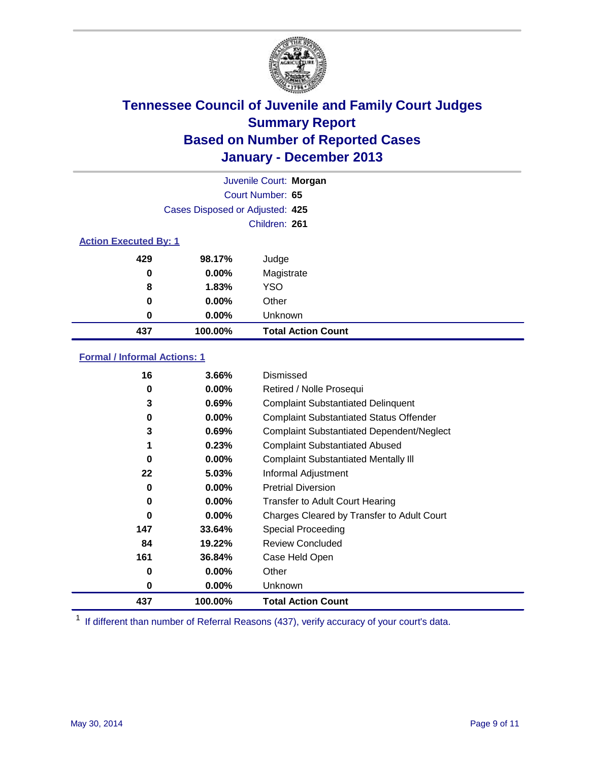# Tennessee Council of Juvenile and Family Court Judges
## Summary Report
## Based on Number of Reported Cases
## January - December 2013

Juvenile Court: **Morgan**
Court Number: **65**
Cases Disposed or Adjusted: **425**
Children: **261**

### Action Executed By: 1

| | | |
|---|---|---|
| 429 | 98.17% | Judge |
| 0 | 0.00% | Magistrate |
| 8 | 1.83% | YSO |
| 0 | 0.00% | Other |
| 0 | 0.00% | Unknown |
| **437** | **100.00%** | **Total Action Count** |

### Formal / Informal Actions: 1

| | | |
|---|---|---|
| 16 | 3.66% | Dismissed |
| 0 | 0.00% | Retired / Nolle Prosequi |
| 3 | 0.69% | Complaint Substantiated Delinquent |
| 0 | 0.00% | Complaint Substantiated Status Offender |
| 3 | 0.69% | Complaint Substantiated Dependent/Neglect |
| 1 | 0.23% | Complaint Substantiated Abused |
| 0 | 0.00% | Complaint Substantiated Mentally Ill |
| 22 | 5.03% | Informal Adjustment |
| 0 | 0.00% | Pretrial Diversion |
| 0 | 0.00% | Transfer to Adult Court Hearing |
| 0 | 0.00% | Charges Cleared by Transfer to Adult Court |
| 147 | 33.64% | Special Proceeding |
| 84 | 19.22% | Review Concluded |
| 161 | 36.84% | Case Held Open |
| 0 | 0.00% | Other |
| 0 | 0.00% | Unknown |
| **437** | **100.00%** | **Total Action Count** |

[1] If different than number of Referral Reasons (437), verify accuracy of your court's data.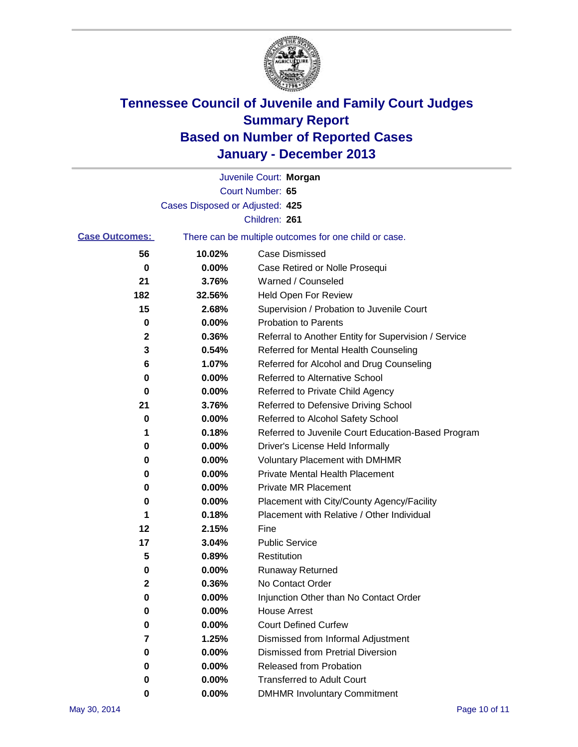# Tennessee Council of Juvenile and Family Court Judges
## Summary Report
## Based on Number of Reported Cases
## January - December 2013

Juvenile Court: **Morgan**
Court Number: **65**
Cases Disposed or Adjusted: **425**
Children: **261**

**Case Outcomes:** There can be multiple outcomes for one child or case.

| Count | Percent | Outcome |
|---|---|---|
| 56 | 10.02% | Case Dismissed |
| 0 | 0.00% | Case Retired or Nolle Prosequi |
| 21 | 3.76% | Warned / Counseled |
| 182 | 32.56% | Held Open For Review |
| 15 | 2.68% | Supervision / Probation to Juvenile Court |
| 0 | 0.00% | Probation to Parents |
| 2 | 0.36% | Referral to Another Entity for Supervision / Service |
| 3 | 0.54% | Referred for Mental Health Counseling |
| 6 | 1.07% | Referred for Alcohol and Drug Counseling |
| 0 | 0.00% | Referred to Alternative School |
| 0 | 0.00% | Referred to Private Child Agency |
| 21 | 3.76% | Referred to Defensive Driving School |
| 0 | 0.00% | Referred to Alcohol Safety School |
| 1 | 0.18% | Referred to Juvenile Court Education-Based Program |
| 0 | 0.00% | Driver's License Held Informally |
| 0 | 0.00% | Voluntary Placement with DMHMR |
| 0 | 0.00% | Private Mental Health Placement |
| 0 | 0.00% | Private MR Placement |
| 0 | 0.00% | Placement with City/County Agency/Facility |
| 1 | 0.18% | Placement with Relative / Other Individual |
| 12 | 2.15% | Fine |
| 17 | 3.04% | Public Service |
| 5 | 0.89% | Restitution |
| 0 | 0.00% | Runaway Returned |
| 2 | 0.36% | No Contact Order |
| 0 | 0.00% | Injunction Other than No Contact Order |
| 0 | 0.00% | House Arrest |
| 0 | 0.00% | Court Defined Curfew |
| 7 | 1.25% | Dismissed from Informal Adjustment |
| 0 | 0.00% | Dismissed from Pretrial Diversion |
| 0 | 0.00% | Released from Probation |
| 0 | 0.00% | Transferred to Adult Court |
| 0 | 0.00% | DMHMR Involuntary Commitment |

May 30, 2014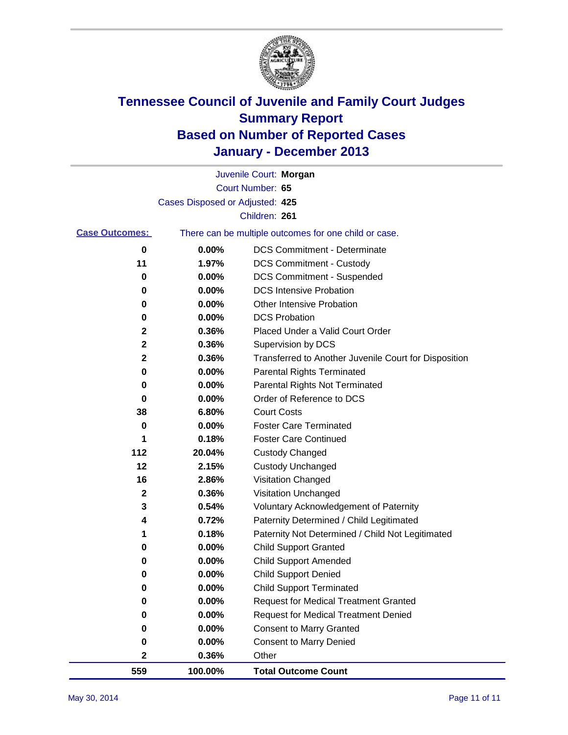# Tennessee Council of Juvenile and Family Court Judges
# Summary Report
# Based on Number of Reported Cases
# January - December 2013

Juvenile Court: **Morgan**

Court Number: **65**

Cases Disposed or Adjusted: **425**

Children: **261**

**Case Outcomes:** There can be multiple outcomes for one child or case.

| | | |
|---|---|---|
| 0 | 0.00% | DCS Commitment - Determinate |
| 11 | 1.97% | DCS Commitment - Custody |
| 0 | 0.00% | DCS Commitment - Suspended |
| 0 | 0.00% | DCS Intensive Probation |
| 0 | 0.00% | Other Intensive Probation |
| 0 | 0.00% | DCS Probation |
| 2 | 0.36% | Placed Under a Valid Court Order |
| 2 | 0.36% | Supervision by DCS |
| 2 | 0.36% | Transferred to Another Juvenile Court for Disposition |
| 0 | 0.00% | Parental Rights Terminated |
| 0 | 0.00% | Parental Rights Not Terminated |
| 0 | 0.00% | Order of Reference to DCS |
| 38 | 6.80% | Court Costs |
| 0 | 0.00% | Foster Care Terminated |
| 1 | 0.18% | Foster Care Continued |
| 112 | 20.04% | Custody Changed |
| 12 | 2.15% | Custody Unchanged |
| 16 | 2.86% | Visitation Changed |
| 2 | 0.36% | Visitation Unchanged |
| 3 | 0.54% | Voluntary Acknowledgement of Paternity |
| 4 | 0.72% | Paternity Determined / Child Legitimated |
| 1 | 0.18% | Paternity Not Determined / Child Not Legitimated |
| 0 | 0.00% | Child Support Granted |
| 0 | 0.00% | Child Support Amended |
| 0 | 0.00% | Child Support Denied |
| 0 | 0.00% | Child Support Terminated |
| 0 | 0.00% | Request for Medical Treatment Granted |
| 0 | 0.00% | Request for Medical Treatment Denied |
| 0 | 0.00% | Consent to Marry Granted |
| 0 | 0.00% | Consent to Marry Denied |
| 2 | 0.36% | Other |
| **559** | **100.00%** | **Total Outcome Count** |

May 30, 2014